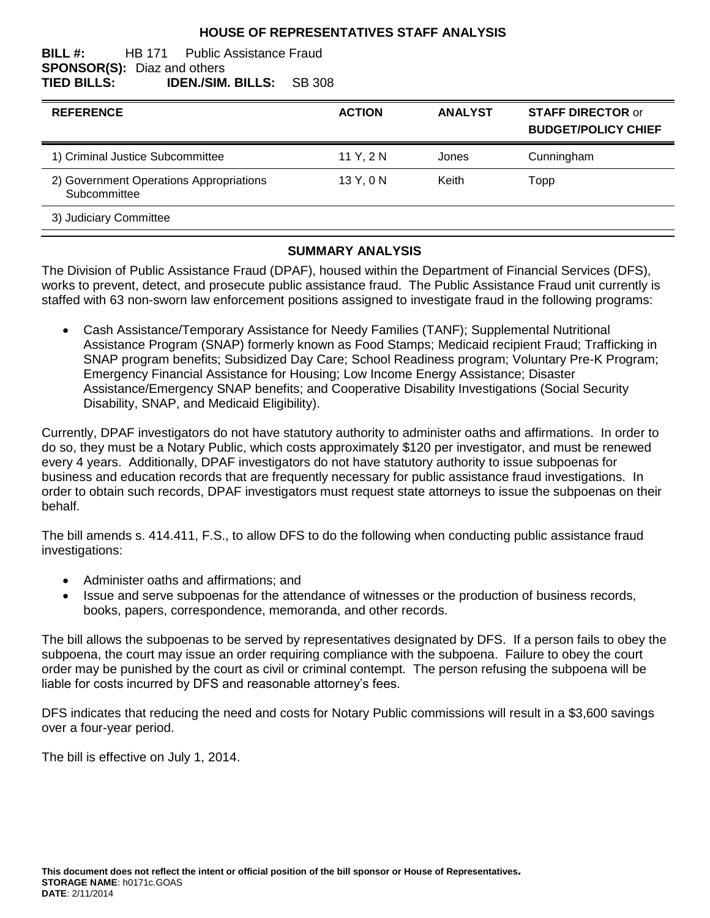# HOUSE OF REPRESENTATIVES STAFF ANALYSIS

**BILL #:** HB 171 Public Assistance Fraud
**SPONSOR(S):** Diaz and others
**TIED BILLS:** **IDEN./SIM. BILLS:** SB 308

| REFERENCE | ACTION | ANALYST | STAFF DIRECTOR or BUDGET/POLICY CHIEF |
|---|---|---|---|
| 1) Criminal Justice Subcommittee | 11 Y, 2 N | Jones | Cunningham |
| 2) Government Operations Appropriations Subcommittee | 13 Y, 0 N | Keith | Topp |
| 3) Judiciary Committee | | | |

## SUMMARY ANALYSIS

The Division of Public Assistance Fraud (DPAF), housed within the Department of Financial Services (DFS), works to prevent, detect, and prosecute public assistance fraud. The Public Assistance Fraud unit currently is staffed with 63 non-sworn law enforcement positions assigned to investigate fraud in the following programs:

- Cash Assistance/Temporary Assistance for Needy Families (TANF); Supplemental Nutritional Assistance Program (SNAP) formerly known as Food Stamps; Medicaid recipient Fraud; Trafficking in SNAP program benefits; Subsidized Day Care; School Readiness program; Voluntary Pre-K Program; Emergency Financial Assistance for Housing; Low Income Energy Assistance; Disaster Assistance/Emergency SNAP benefits; and Cooperative Disability Investigations (Social Security Disability, SNAP, and Medicaid Eligibility).

Currently, DPAF investigators do not have statutory authority to administer oaths and affirmations. In order to do so, they must be a Notary Public, which costs approximately $120 per investigator, and must be renewed every 4 years. Additionally, DPAF investigators do not have statutory authority to issue subpoenas for business and education records that are frequently necessary for public assistance fraud investigations. In order to obtain such records, DPAF investigators must request state attorneys to issue the subpoenas on their behalf.

The bill amends s. 414.411, F.S., to allow DFS to do the following when conducting public assistance fraud investigations:

- Administer oaths and affirmations; and
- Issue and serve subpoenas for the attendance of witnesses or the production of business records, books, papers, correspondence, memoranda, and other records.

The bill allows the subpoenas to be served by representatives designated by DFS. If a person fails to obey the subpoena, the court may issue an order requiring compliance with the subpoena. Failure to obey the court order may be punished by the court as civil or criminal contempt. The person refusing the subpoena will be liable for costs incurred by DFS and reasonable attorney's fees.

DFS indicates that reducing the need and costs for Notary Public commissions will result in a $3,600 savings over a four-year period.

The bill is effective on July 1, 2014.

**This document does not reflect the intent or official position of the bill sponsor or House of Representatives.**
**STORAGE NAME**: h0171c.GOAS
**DATE**: 2/11/2014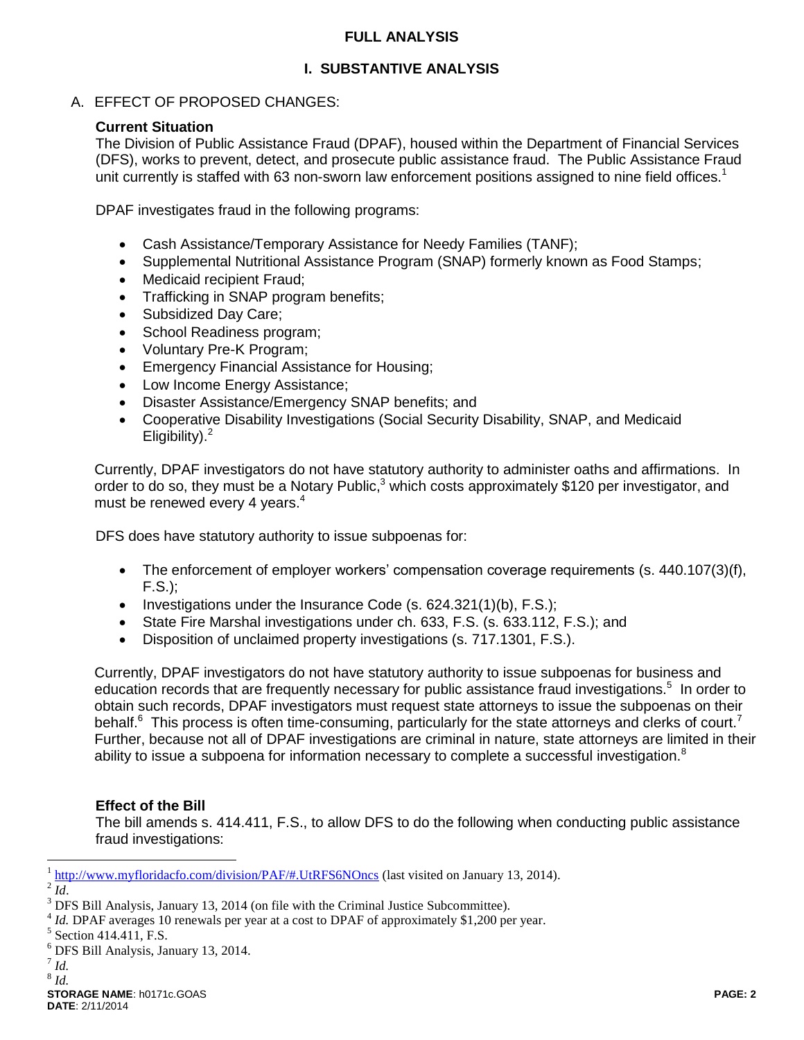# FULL ANALYSIS

## I. SUBSTANTIVE ANALYSIS

A. EFFECT OF PROPOSED CHANGES:

**Current Situation**

The Division of Public Assistance Fraud (DPAF), housed within the Department of Financial Services (DFS), works to prevent, detect, and prosecute public assistance fraud. The Public Assistance Fraud unit currently is staffed with 63 non-sworn law enforcement positions assigned to nine field offices.[1]

DPAF investigates fraud in the following programs:

- Cash Assistance/Temporary Assistance for Needy Families (TANF);
- Supplemental Nutritional Assistance Program (SNAP) formerly known as Food Stamps;
- Medicaid recipient Fraud;
- Trafficking in SNAP program benefits;
- Subsidized Day Care;
- School Readiness program;
- Voluntary Pre-K Program;
- Emergency Financial Assistance for Housing;
- Low Income Energy Assistance;
- Disaster Assistance/Emergency SNAP benefits; and
- Cooperative Disability Investigations (Social Security Disability, SNAP, and Medicaid Eligibility).[2]

Currently, DPAF investigators do not have statutory authority to administer oaths and affirmations. In order to do so, they must be a Notary Public,[3] which costs approximately $120 per investigator, and must be renewed every 4 years.[4]

DFS does have statutory authority to issue subpoenas for:

- The enforcement of employer workers' compensation coverage requirements (s. 440.107(3)(f), F.S.);
- Investigations under the Insurance Code (s. 624.321(1)(b), F.S.);
- State Fire Marshal investigations under ch. 633, F.S. (s. 633.112, F.S.); and
- Disposition of unclaimed property investigations (s. 717.1301, F.S.).

Currently, DPAF investigators do not have statutory authority to issue subpoenas for business and education records that are frequently necessary for public assistance fraud investigations.[5] In order to obtain such records, DPAF investigators must request state attorneys to issue the subpoenas on their behalf.[6] This process is often time-consuming, particularly for the state attorneys and clerks of court.[7] Further, because not all of DPAF investigations are criminal in nature, state attorneys are limited in their ability to issue a subpoena for information necessary to complete a successful investigation.[8]

**Effect of the Bill**

The bill amends s. 414.411, F.S., to allow DFS to do the following when conducting public assistance fraud investigations:

---

[1] http://www.myfloridacfo.com/division/PAF/#.UtRFS6NOncs (last visited on January 13, 2014).

[2] *Id*.

[3] DFS Bill Analysis, January 13, 2014 (on file with the Criminal Justice Subcommittee).

[4] *Id.* DPAF averages 10 renewals per year at a cost to DPAF of approximately $1,200 per year.

[5] Section 414.411, F.S.

[6] DFS Bill Analysis, January 13, 2014.

[7] *Id.*

[8] *Id.*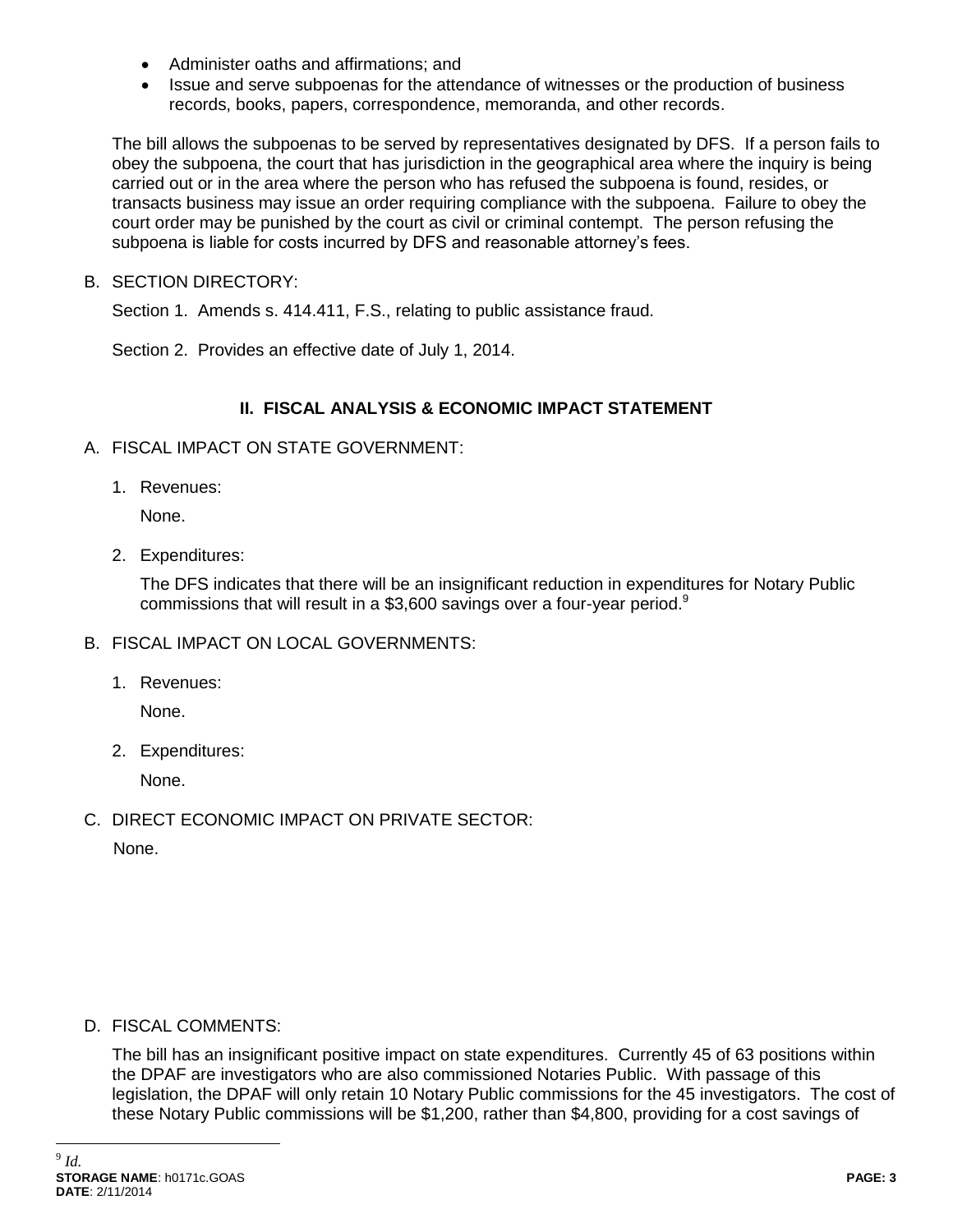- Administer oaths and affirmations; and
- Issue and serve subpoenas for the attendance of witnesses or the production of business records, books, papers, correspondence, memoranda, and other records.

The bill allows the subpoenas to be served by representatives designated by DFS. If a person fails to obey the subpoena, the court that has jurisdiction in the geographical area where the inquiry is being carried out or in the area where the person who has refused the subpoena is found, resides, or transacts business may issue an order requiring compliance with the subpoena. Failure to obey the court order may be punished by the court as civil or criminal contempt. The person refusing the subpoena is liable for costs incurred by DFS and reasonable attorney's fees.

B. SECTION DIRECTORY:

Section 1. Amends s. 414.411, F.S., relating to public assistance fraud.

Section 2. Provides an effective date of July 1, 2014.

## II. FISCAL ANALYSIS & ECONOMIC IMPACT STATEMENT

A. FISCAL IMPACT ON STATE GOVERNMENT:

1. Revenues:

   None.

2. Expenditures:

   The DFS indicates that there will be an insignificant reduction in expenditures for Notary Public commissions that will result in a $3,600 savings over a four-year period.[9]

B. FISCAL IMPACT ON LOCAL GOVERNMENTS:

1. Revenues:

   None.

2. Expenditures:

   None.

C. DIRECT ECONOMIC IMPACT ON PRIVATE SECTOR:

None.

D. FISCAL COMMENTS:

The bill has an insignificant positive impact on state expenditures. Currently 45 of 63 positions within the DPAF are investigators who are also commissioned Notaries Public. With passage of this legislation, the DPAF will only retain 10 Notary Public commissions for the 45 investigators. The cost of these Notary Public commissions will be $1,200, rather than $4,800, providing for a cost savings of

---

[9] *Id.*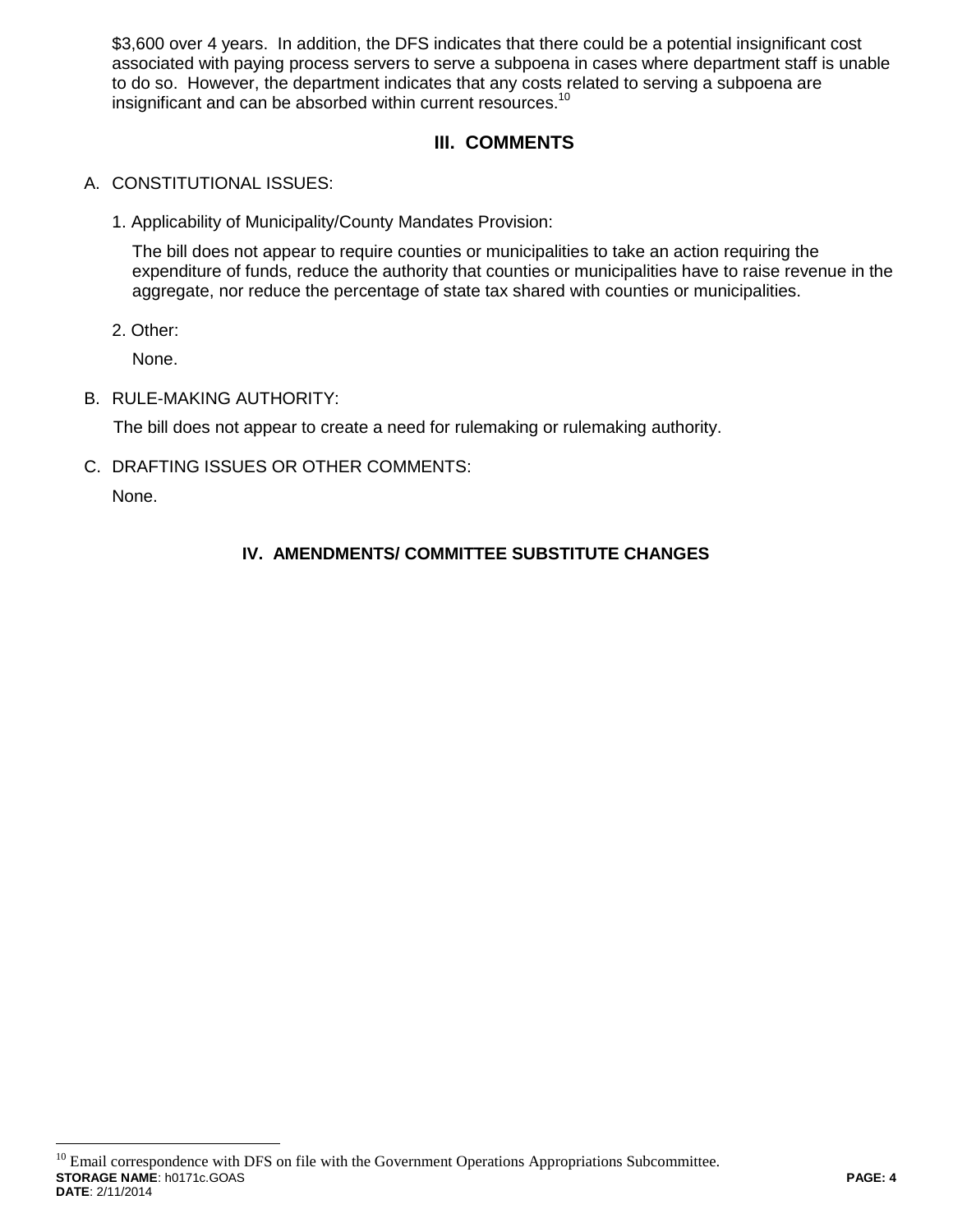$3,600 over 4 years. In addition, the DFS indicates that there could be a potential insignificant cost associated with paying process servers to serve a subpoena in cases where department staff is unable to do so. However, the department indicates that any costs related to serving a subpoena are insignificant and can be absorbed within current resources.[10]

## III. COMMENTS

A. CONSTITUTIONAL ISSUES:

1. Applicability of Municipality/County Mandates Provision:

   The bill does not appear to require counties or municipalities to take an action requiring the expenditure of funds, reduce the authority that counties or municipalities have to raise revenue in the aggregate, nor reduce the percentage of state tax shared with counties or municipalities.

2. Other:

   None.

B. RULE-MAKING AUTHORITY:

The bill does not appear to create a need for rulemaking or rulemaking authority.

C. DRAFTING ISSUES OR OTHER COMMENTS:

None.

## IV. AMENDMENTS/ COMMITTEE SUBSTITUTE CHANGES

[10] Email correspondence with DFS on file with the Government Operations Appropriations Subcommittee.